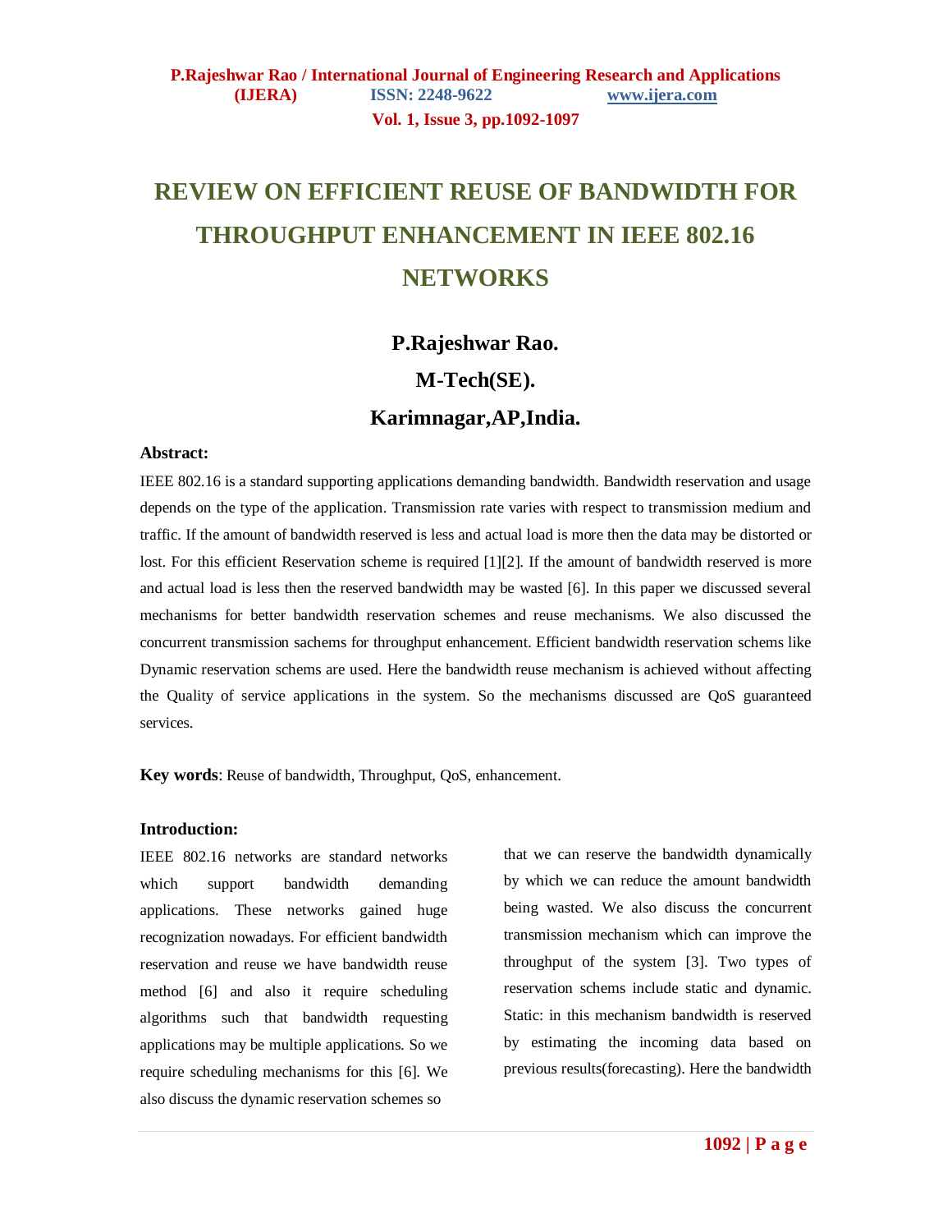# REVIEW ON EFFICIENT REUSE OF BANDWIDTH FOR THROUGHPUT ENHANCEMENT IN IEEE 802.16 NETWORKS

**P.Rajeshwar Rao.**

**M-Tech(SE).**

**Karimnagar,AP,India.**

**Abstract:**

IEEE 802.16 is a standard supporting applications demanding bandwidth. Bandwidth reservation and usage depends on the type of the application. Transmission rate varies with respect to transmission medium and traffic. If the amount of bandwidth reserved is less and actual load is more then the data may be distorted or lost. For this efficient Reservation scheme is required [1][2]. If the amount of bandwidth reserved is more and actual load is less then the reserved bandwidth may be wasted [6]. In this paper we discussed several mechanisms for better bandwidth reservation schemes and reuse mechanisms. We also discussed the concurrent transmission sachems for throughput enhancement. Efficient bandwidth reservation schems like Dynamic reservation schems are used. Here the bandwidth reuse mechanism is achieved without affecting the Quality of service applications in the system. So the mechanisms discussed are QoS guaranteed services.

**Key words**: Reuse of bandwidth, Throughput, QoS, enhancement.

**Introduction:**

IEEE 802.16 networks are standard networks which support bandwidth demanding applications. These networks gained huge recognization nowadays. For efficient bandwidth reservation and reuse we have bandwidth reuse method [6] and also it require scheduling algorithms such that bandwidth requesting applications may be multiple applications. So we require scheduling mechanisms for this [6]. We also discuss the dynamic reservation schemes so that we can reserve the bandwidth dynamically by which we can reduce the amount bandwidth being wasted. We also discuss the concurrent transmission mechanism which can improve the throughput of the system [3]. Two types of reservation schems include static and dynamic. Static: in this mechanism bandwidth is reserved by estimating the incoming data based on previous results(forecasting). Here the bandwidth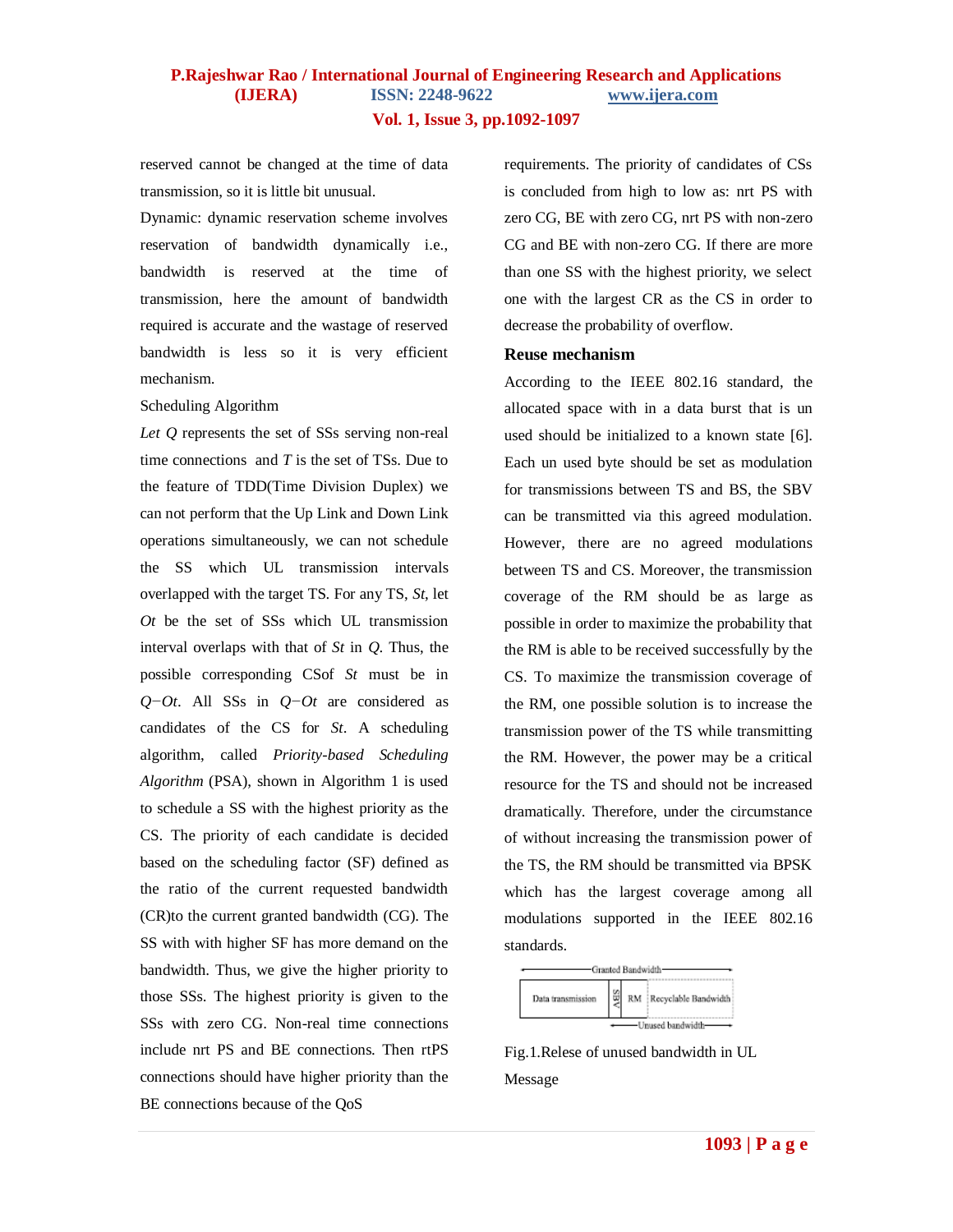reserved cannot be changed at the time of data transmission, so it is little bit unusual.

Dynamic: dynamic reservation scheme involves reservation of bandwidth dynamically i.e., bandwidth is reserved at the time of transmission, here the amount of bandwidth required is accurate and the wastage of reserved bandwidth is less so it is very efficient mechanism.

Scheduling Algorithm

*Let Q* represents the set of SSs serving non-real time connections and *T* is the set of TSs. Due to the feature of TDD(Time Division Duplex) we can not perform that the Up Link and Down Link operations simultaneously, we can not schedule the SS which UL transmission intervals overlapped with the target TS. For any TS, $St$, let $Ot$ be the set of SSs which UL transmission interval overlaps with that of $St$ in $Q$. Thus, the possible corresponding CSof $St$ must be in $Q-Ot$. All SSs in $Q-Ot$ are considered as candidates of the CS for $St$. A scheduling algorithm, called *Priority-based Scheduling Algorithm* (PSA), shown in Algorithm 1 is used to schedule a SS with the highest priority as the CS. The priority of each candidate is decided based on the scheduling factor (SF) defined as the ratio of the current requested bandwidth (CR)to the current granted bandwidth (CG). The SS with with higher SF has more demand on the bandwidth. Thus, we give the higher priority to those SSs. The highest priority is given to the SSs with zero CG. Non-real time connections include nrt PS and BE connections. Then rtPS connections should have higher priority than the BE connections because of the QoS requirements. The priority of candidates of CSs is concluded from high to low as: nrt PS with zero CG, BE with zero CG, nrt PS with non-zero CG and BE with non-zero CG. If there are more than one SS with the highest priority, we select one with the largest CR as the CS in order to decrease the probability of overflow.

### Reuse mechanism

According to the IEEE 802.16 standard, the allocated space with in a data burst that is un used should be initialized to a known state [6]. Each un used byte should be set as modulation for transmissions between TS and BS, the SBV can be transmitted via this agreed modulation. However, there are no agreed modulations between TS and CS. Moreover, the transmission coverage of the RM should be as large as possible in order to maximize the probability that the RM is able to be received successfully by the CS. To maximize the transmission coverage of the RM, one possible solution is to increase the transmission power of the TS while transmitting the RM. However, the power may be a critical resource for the TS and should not be increased dramatically. Therefore, under the circumstance of without increasing the transmission power of the TS, the RM should be transmitted via BPSK which has the largest coverage among all modulations supported in the IEEE 802.16 standards.

| Granted Bandwidth | | | |
|---|---|---|---|
| Data transmission | SBV | RM | Recyclable Bandwidth |
| | Unused bandwidth | | |

Fig.1.Relese of unused bandwidth in UL Message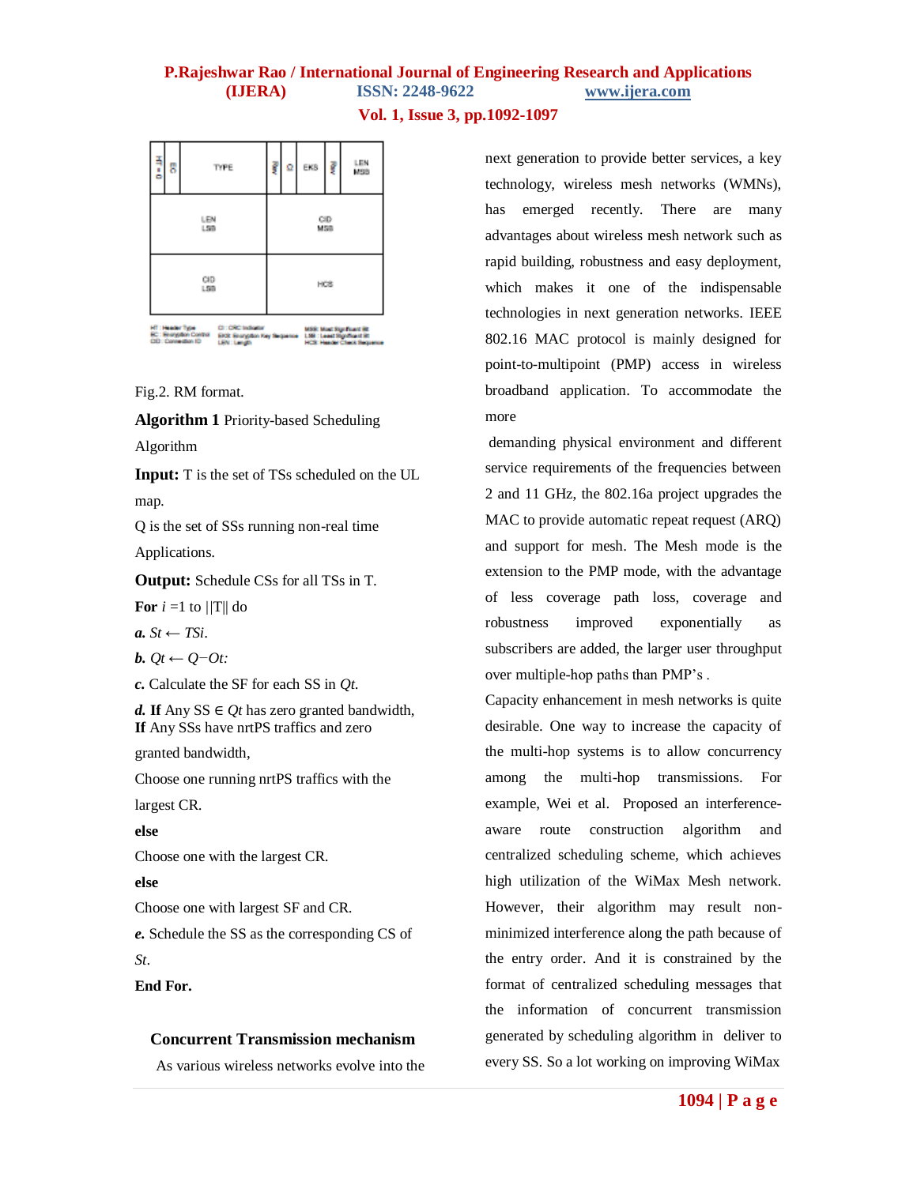| HT = 0 | EC | TYPE | Rsv | CI | EKS | Rsv | LEN MSB |
|---|---|---|---|---|---|---|---|
| LEN LSB | | | | CID MSB | | | |
| CID LSB | | | | HCS | | | |

HT : Header Type  
EC : Encryption Control  
CID : Connection ID  
CI : CRC Indicator  
EKS : Encryption Key Sequence  
LEN : Length  
MSB : Most Significant Bit  
LSB : Least Significant Bit  
HCS : Header Check Sequence

Fig.2. RM format.

**Algorithm 1** Priority-based Scheduling Algorithm

**Input:** T is the set of TSs scheduled on the UL map.

Q is the set of SSs running non-real time Applications.

**Output:** Schedule CSs for all TSs in T.

**For** $i$ =1 to ||T|| do

***a.*** $St \leftarrow TSi$.

***b.*** $Qt \leftarrow Q - Ot$:

***c.*** Calculate the SF for each SS in $Qt$.

***d.*** **If** Any SS $\in Qt$ has zero granted bandwidth,
**If** Any SSs have nrtPS traffics and zero granted bandwidth,

Choose one running nrtPS traffics with the largest CR.

**else**

Choose one with the largest CR.

**else**

Choose one with largest SF and CR.

***e.*** Schedule the SS as the corresponding CS of $St$.

**End For.**

## Concurrent Transmission mechanism

As various wireless networks evolve into the next generation to provide better services, a key technology, wireless mesh networks (WMNs), has emerged recently. There are many advantages about wireless mesh network such as rapid building, robustness and easy deployment, which makes it one of the indispensable technologies in next generation networks. IEEE 802.16 MAC protocol is mainly designed for point-to-multipoint (PMP) access in wireless broadband application. To accommodate the more

demanding physical environment and different service requirements of the frequencies between 2 and 11 GHz, the 802.16a project upgrades the MAC to provide automatic repeat request (ARQ) and support for mesh. The Mesh mode is the extension to the PMP mode, with the advantage of less coverage path loss, coverage and robustness improved exponentially as subscribers are added, the larger user throughput over multiple-hop paths than PMP's .

Capacity enhancement in mesh networks is quite desirable. One way to increase the capacity of the multi-hop systems is to allow concurrency among the multi-hop transmissions. For example, Wei et al. Proposed an interference-aware route construction algorithm and centralized scheduling scheme, which achieves high utilization of the WiMax Mesh network. However, their algorithm may result non-minimized interference along the path because of the entry order. And it is constrained by the format of centralized scheduling messages that the information of concurrent transmission generated by scheduling algorithm in deliver to every SS. So a lot working on improving WiMax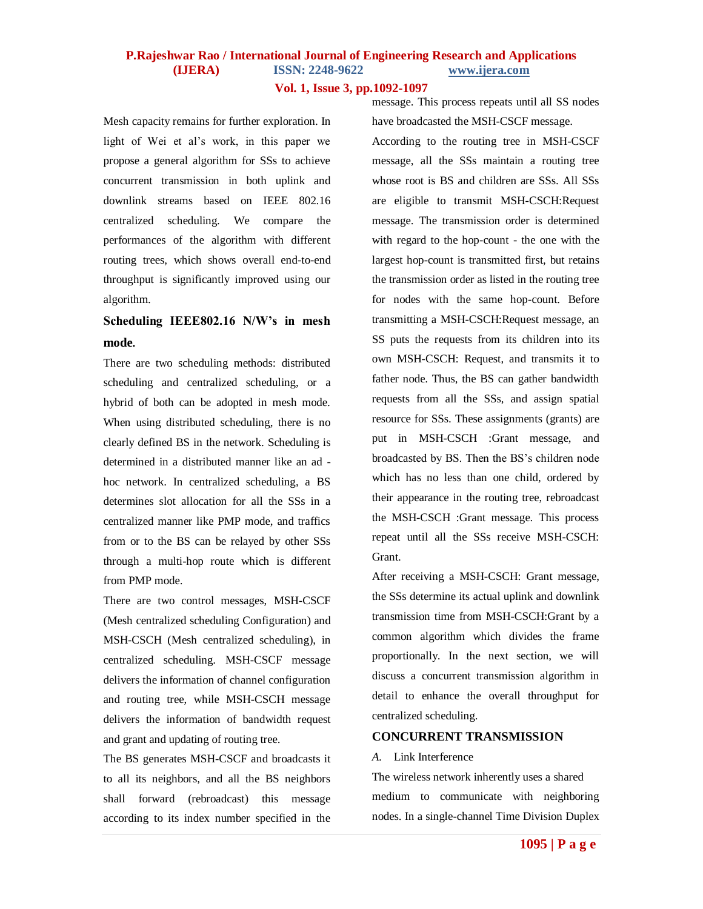Mesh capacity remains for further exploration. In light of Wei et al's work, in this paper we propose a general algorithm for SSs to achieve concurrent transmission in both uplink and downlink streams based on IEEE 802.16 centralized scheduling. We compare the performances of the algorithm with different routing trees, which shows overall end-to-end throughput is significantly improved using our algorithm.

## Scheduling IEEE802.16 N/W's in mesh mode.

There are two scheduling methods: distributed scheduling and centralized scheduling, or a hybrid of both can be adopted in mesh mode. When using distributed scheduling, there is no clearly defined BS in the network. Scheduling is determined in a distributed manner like an ad - hoc network. In centralized scheduling, a BS determines slot allocation for all the SSs in a centralized manner like PMP mode, and traffics from or to the BS can be relayed by other SSs through a multi-hop route which is different from PMP mode.

There are two control messages, MSH-CSCF (Mesh centralized scheduling Configuration) and MSH-CSCH (Mesh centralized scheduling), in centralized scheduling. MSH-CSCF message delivers the information of channel configuration and routing tree, while MSH-CSCH message delivers the information of bandwidth request and grant and updating of routing tree.

The BS generates MSH-CSCF and broadcasts it to all its neighbors, and all the BS neighbors shall forward (rebroadcast) this message according to its index number specified in the message. This process repeats until all SS nodes have broadcasted the MSH-CSCF message.

According to the routing tree in MSH-CSCF message, all the SSs maintain a routing tree whose root is BS and children are SSs. All SSs are eligible to transmit MSH-CSCH:Request message. The transmission order is determined with regard to the hop-count - the one with the largest hop-count is transmitted first, but retains the transmission order as listed in the routing tree for nodes with the same hop-count. Before transmitting a MSH-CSCH:Request message, an SS puts the requests from its children into its own MSH-CSCH: Request, and transmits it to father node. Thus, the BS can gather bandwidth requests from all the SSs, and assign spatial resource for SSs. These assignments (grants) are put in MSH-CSCH :Grant message, and broadcasted by BS. Then the BS's children node which has no less than one child, ordered by their appearance in the routing tree, rebroadcast the MSH-CSCH :Grant message. This process repeat until all the SSs receive MSH-CSCH: Grant.

After receiving a MSH-CSCH: Grant message, the SSs determine its actual uplink and downlink transmission time from MSH-CSCH:Grant by a common algorithm which divides the frame proportionally. In the next section, we will discuss a concurrent transmission algorithm in detail to enhance the overall throughput for centralized scheduling.

## CONCURRENT TRANSMISSION

### *A.* Link Interference

The wireless network inherently uses a shared medium to communicate with neighboring nodes. In a single-channel Time Division Duplex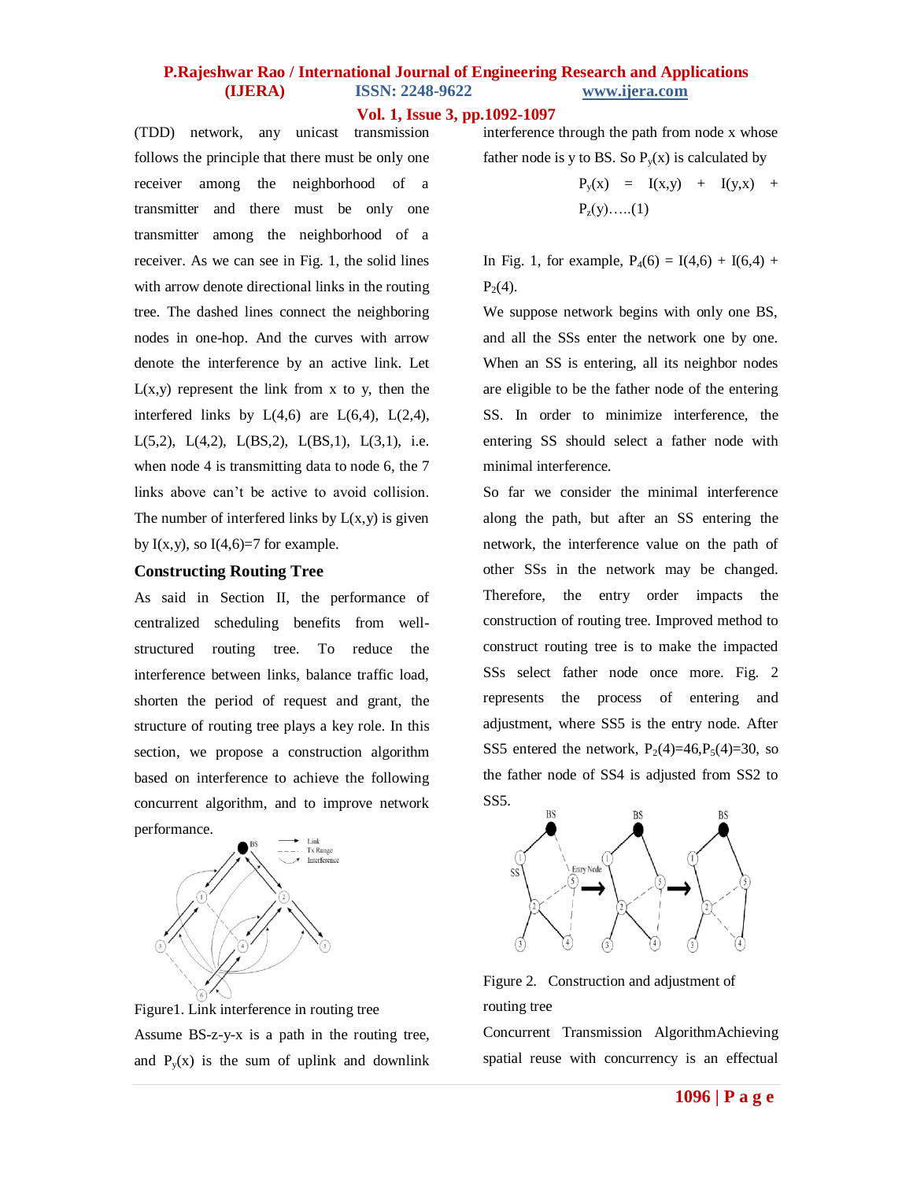(TDD) network, any unicast transmission follows the principle that there must be only one receiver among the neighborhood of a transmitter and there must be only one transmitter among the neighborhood of a receiver. As we can see in Fig. 1, the solid lines with arrow denote directional links in the routing tree. The dashed lines connect the neighboring nodes in one-hop. And the curves with arrow denote the interference by an active link. Let L(x,y) represent the link from x to y, then the interfered links by L(4,6) are L(6,4), L(2,4), L(5,2), L(4,2), L(BS,2), L(BS,1), L(3,1), i.e. when node 4 is transmitting data to node 6, the 7 links above can't be active to avoid collision. The number of interfered links by L(x,y) is given by I(x,y), so I(4,6)=7 for example.

### Constructing Routing Tree

As said in Section II, the performance of centralized scheduling benefits from well-structured routing tree. To reduce the interference between links, balance traffic load, shorten the period of request and grant, the structure of routing tree plays a key role. In this section, we propose a construction algorithm based on interference to achieve the following concurrent algorithm, and to improve network performance.

Figure1. Link interference in routing tree

Assume BS-z-y-x is a path in the routing tree, and $P_y(x)$ is the sum of uplink and downlink interference through the path from node x whose father node is y to BS. So $P_y(x)$ is calculated by

$$P_y(x) = I(x,y) + I(y,x) + P_z(y) \quad \text{.....(1)}$$

In Fig. 1, for example, $P_4(6) = I(4,6) + I(6,4) + P_2(4)$.

We suppose network begins with only one BS, and all the SSs enter the network one by one. When an SS is entering, all its neighbor nodes are eligible to be the father node of the entering SS. In order to minimize interference, the entering SS should select a father node with minimal interference.

So far we consider the minimal interference along the path, but after an SS entering the network, the interference value on the path of other SSs in the network may be changed. Therefore, the entry order impacts the construction of routing tree. Improved method to construct routing tree is to make the impacted SSs select father node once more. Fig. 2 represents the process of entering and adjustment, where SS5 is the entry node. After SS5 entered the network, $P_2(4)$=46,$P_5(4)$=30, so the father node of SS4 is adjusted from SS2 to SS5.

Figure 2. Construction and adjustment of routing tree

Concurrent Transmission AlgorithmAchieving spatial reuse with concurrency is an effectual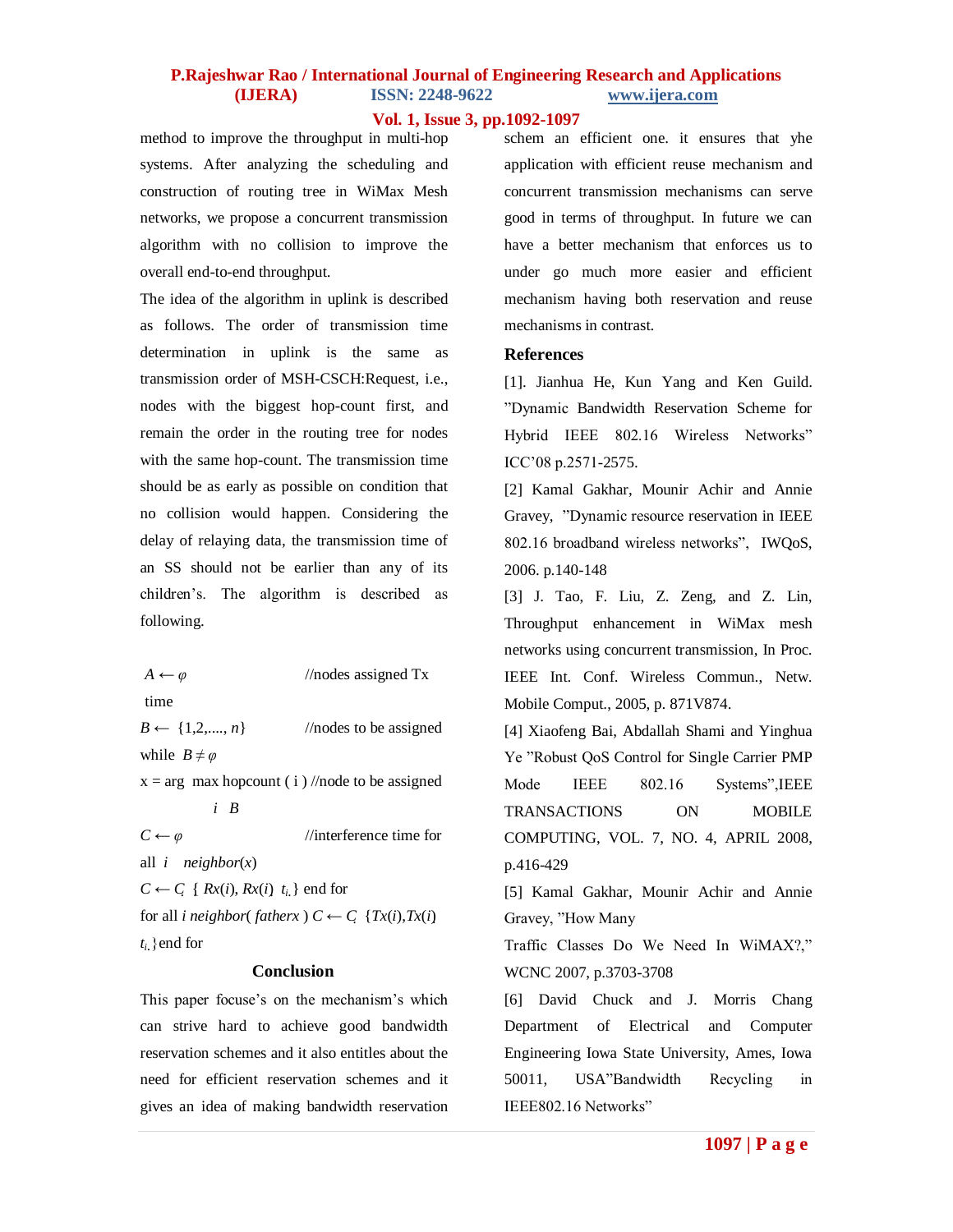method to improve the throughput in multi-hop systems. After analyzing the scheduling and construction of routing tree in WiMax Mesh networks, we propose a concurrent transmission algorithm with no collision to improve the overall end-to-end throughput.

The idea of the algorithm in uplink is described as follows. The order of transmission time determination in uplink is the same as transmission order of MSH-CSCH:Request, i.e., nodes with the biggest hop-count first, and remain the order in the routing tree for nodes with the same hop-count. The transmission time should be as early as possible on condition that no collision would happen. Considering the delay of relaying data, the transmission time of an SS should not be earlier than any of its children's. The algorithm is described as following.

$A \leftarrow \varphi$ //nodes assigned Tx time

$B \leftarrow \{1,2,....,n\}$ //nodes to be assigned

while $B \neq \varphi$

x = arg max hopcount ( i ) //node to be assigned
$i \quad B$

$C \leftarrow \varphi$ //interference time for all $i \quad neighbor(x)$

$C \leftarrow C \; \{ Rx(i), Rx(i) \; t_{i.} \}$ end for

for all $i$ $neighbor( fatherx )$ $C \leftarrow C \; \{Tx(i),Tx(i) \; t_{i.}\}$end for

## Conclusion

This paper focuse's on the mechanism's which can strive hard to achieve good bandwidth reservation schemes and it also entitles about the need for efficient reservation schemes and it gives an idea of making bandwidth reservation schem an efficient one. it ensures that yhe application with efficient reuse mechanism and concurrent transmission mechanisms can serve good in terms of throughput. In future we can have a better mechanism that enforces us to under go much more easier and efficient mechanism having both reservation and reuse mechanisms in contrast.

## References

[1]. Jianhua He, Kun Yang and Ken Guild. "Dynamic Bandwidth Reservation Scheme for Hybrid IEEE 802.16 Wireless Networks" ICC'08 p.2571-2575.

[2] Kamal Gakhar, Mounir Achir and Annie Gravey, "Dynamic resource reservation in IEEE 802.16 broadband wireless networks", IWQoS, 2006. p.140-148

[3] J. Tao, F. Liu, Z. Zeng, and Z. Lin, Throughput enhancement in WiMax mesh networks using concurrent transmission, In Proc. IEEE Int. Conf. Wireless Commun., Netw. Mobile Comput., 2005, p. 871V874.

[4] Xiaofeng Bai, Abdallah Shami and Yinghua Ye "Robust QoS Control for Single Carrier PMP Mode IEEE 802.16 Systems",IEEE TRANSACTIONS ON MOBILE COMPUTING, VOL. 7, NO. 4, APRIL 2008, p.416-429

[5] Kamal Gakhar, Mounir Achir and Annie Gravey, "How Many Traffic Classes Do We Need In WiMAX?," WCNC 2007, p.3703-3708

[6] David Chuck and J. Morris Chang Department of Electrical and Computer Engineering Iowa State University, Ames, Iowa 50011, USA"Bandwidth Recycling in IEEE802.16 Networks"